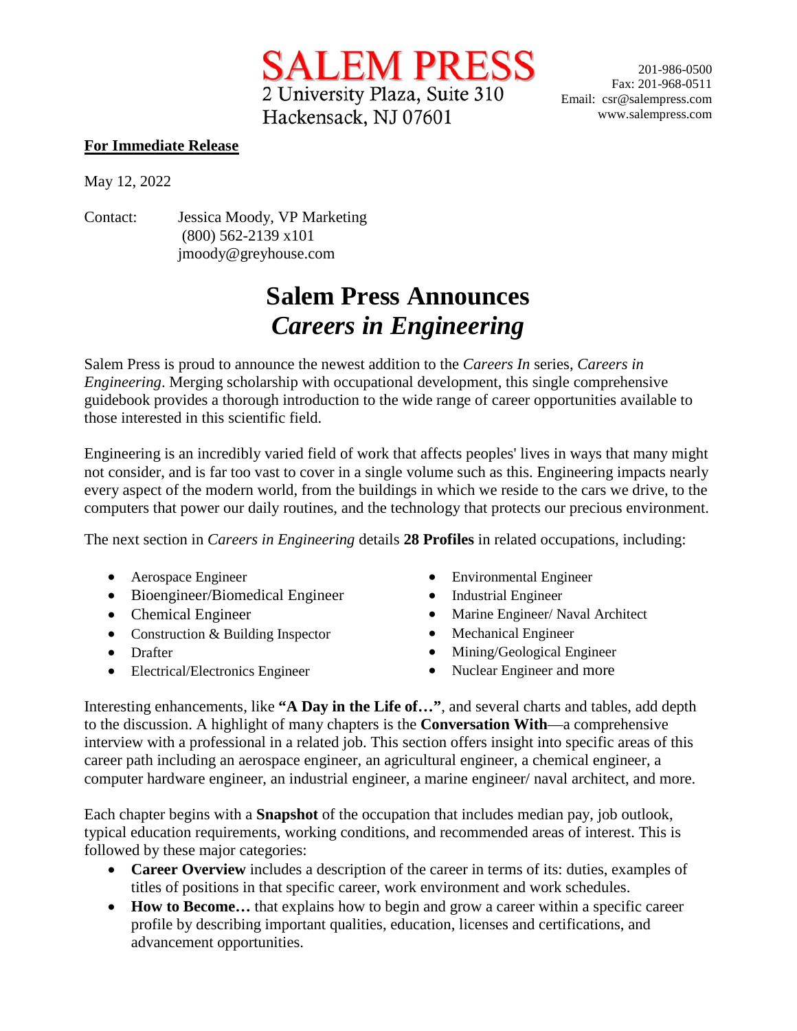**SALEM PRESS**
2 University Plaza, Suite 310
Hackensack, NJ 07601

201-986-0500
Fax: 201-968-0511
Email: csr@salempress.com
www.salempress.com

**For Immediate Release**

May 12, 2022

Contact: Jessica Moody, VP Marketing
(800) 562-2139 x101
jmoody@greyhouse.com

# Salem Press Announces *Careers in Engineering*

Salem Press is proud to announce the newest addition to the *Careers In* series, *Careers in Engineering*. Merging scholarship with occupational development, this single comprehensive guidebook provides a thorough introduction to the wide range of career opportunities available to those interested in this scientific field.

Engineering is an incredibly varied field of work that affects peoples' lives in ways that many might not consider, and is far too vast to cover in a single volume such as this. Engineering impacts nearly every aspect of the modern world, from the buildings in which we reside to the cars we drive, to the computers that power our daily routines, and the technology that protects our precious environment.

The next section in *Careers in Engineering* details **28 Profiles** in related occupations, including:

- Aerospace Engineer
- Bioengineer/Biomedical Engineer
- Chemical Engineer
- Construction & Building Inspector
- Drafter
- Electrical/Electronics Engineer
- Environmental Engineer
- Industrial Engineer
- Marine Engineer/ Naval Architect
- Mechanical Engineer
- Mining/Geological Engineer
- Nuclear Engineer and more

Interesting enhancements, like **"A Day in the Life of…"**, and several charts and tables, add depth to the discussion. A highlight of many chapters is the **Conversation With**—a comprehensive interview with a professional in a related job. This section offers insight into specific areas of this career path including an aerospace engineer, an agricultural engineer, a chemical engineer, a computer hardware engineer, an industrial engineer, a marine engineer/ naval architect, and more.

Each chapter begins with a **Snapshot** of the occupation that includes median pay, job outlook, typical education requirements, working conditions, and recommended areas of interest. This is followed by these major categories:

- **Career Overview** includes a description of the career in terms of its: duties, examples of titles of positions in that specific career, work environment and work schedules.
- **How to Become…** that explains how to begin and grow a career within a specific career profile by describing important qualities, education, licenses and certifications, and advancement opportunities.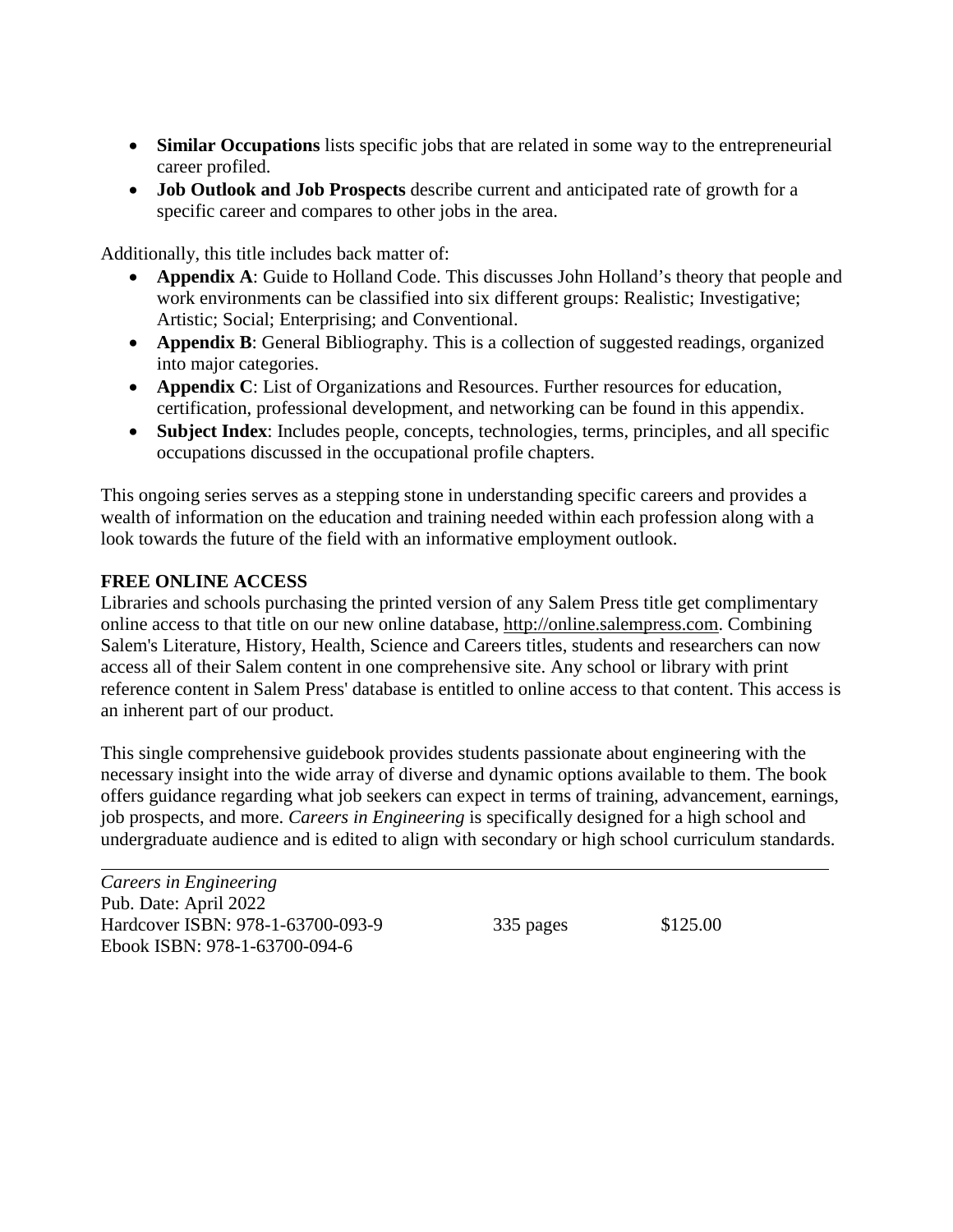- **Similar Occupations** lists specific jobs that are related in some way to the entrepreneurial career profiled.
- **Job Outlook and Job Prospects** describe current and anticipated rate of growth for a specific career and compares to other jobs in the area.

Additionally, this title includes back matter of:

- **Appendix A**: Guide to Holland Code. This discusses John Holland's theory that people and work environments can be classified into six different groups: Realistic; Investigative; Artistic; Social; Enterprising; and Conventional.
- **Appendix B**: General Bibliography. This is a collection of suggested readings, organized into major categories.
- **Appendix C**: List of Organizations and Resources. Further resources for education, certification, professional development, and networking can be found in this appendix.
- **Subject Index**: Includes people, concepts, technologies, terms, principles, and all specific occupations discussed in the occupational profile chapters.

This ongoing series serves as a stepping stone in understanding specific careers and provides a wealth of information on the education and training needed within each profession along with a look towards the future of the field with an informative employment outlook.

**FREE ONLINE ACCESS**

Libraries and schools purchasing the printed version of any Salem Press title get complimentary online access to that title on our new online database, http://online.salempress.com. Combining Salem's Literature, History, Health, Science and Careers titles, students and researchers can now access all of their Salem content in one comprehensive site. Any school or library with print reference content in Salem Press' database is entitled to online access to that content. This access is an inherent part of our product.

This single comprehensive guidebook provides students passionate about engineering with the necessary insight into the wide array of diverse and dynamic options available to them. The book offers guidance regarding what job seekers can expect in terms of training, advancement, earnings, job prospects, and more. *Careers in Engineering* is specifically designed for a high school and undergraduate audience and is edited to align with secondary or high school curriculum standards.

---

*Careers in Engineering*
Pub. Date: April 2022
Hardcover ISBN: 978-1-63700-093-9 335 pages $125.00
Ebook ISBN: 978-1-63700-094-6